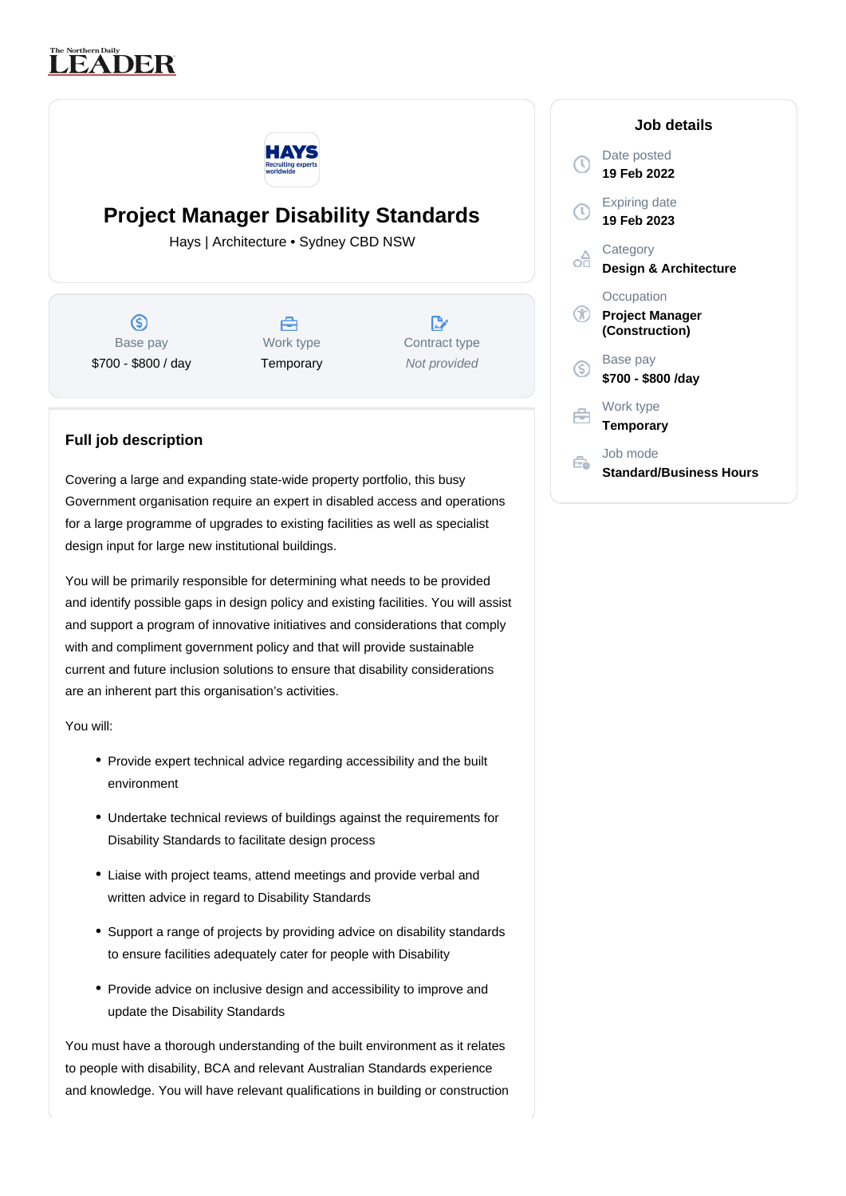# Project Manager Disability Standards

Hays | Architecture • Sydney CBD NSW

| Base pay | Work type | Contract type |
|---|---|---|
| $700 - $800 / day | Temporary | *Not provided* |

## Job details

**Date posted**
19 Feb 2022

**Expiring date**
19 Feb 2023

**Category**
Design & Architecture

**Occupation**
Project Manager (Construction)

**Base pay**
$700 - $800 /day

**Work type**
Temporary

**Job mode**
Standard/Business Hours

## Full job description

Covering a large and expanding state-wide property portfolio, this busy Government organisation require an expert in disabled access and operations for a large programme of upgrades to existing facilities as well as specialist design input for large new institutional buildings.

You will be primarily responsible for determining what needs to be provided and identify possible gaps in design policy and existing facilities. You will assist and support a program of innovative initiatives and considerations that comply with and compliment government policy and that will provide sustainable current and future inclusion solutions to ensure that disability considerations are an inherent part this organisation's activities.

You will:

- Provide expert technical advice regarding accessibility and the built environment
- Undertake technical reviews of buildings against the requirements for Disability Standards to facilitate design process
- Liaise with project teams, attend meetings and provide verbal and written advice in regard to Disability Standards
- Support a range of projects by providing advice on disability standards to ensure facilities adequately cater for people with Disability
- Provide advice on inclusive design and accessibility to improve and update the Disability Standards

You must have a thorough understanding of the built environment as it relates to people with disability, BCA and relevant Australian Standards experience and knowledge. You will have relevant qualifications in building or construction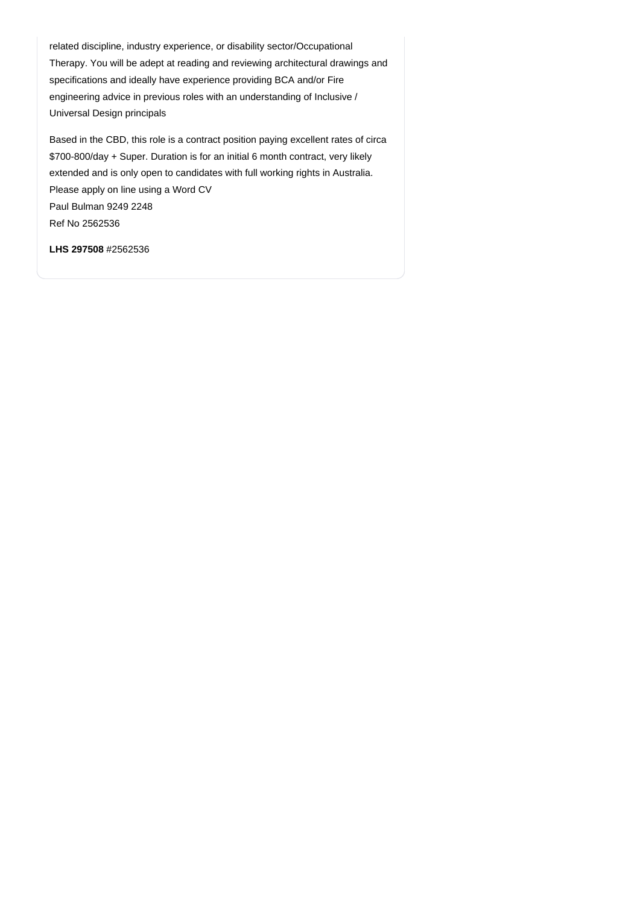related discipline, industry experience, or disability sector/Occupational Therapy. You will be adept at reading and reviewing architectural drawings and specifications and ideally have experience providing BCA and/or Fire engineering advice in previous roles with an understanding of Inclusive / Universal Design principals

Based in the CBD, this role is a contract position paying excellent rates of circa $700-800/day + Super. Duration is for an initial 6 month contract, very likely extended and is only open to candidates with full working rights in Australia.
Please apply on line using a Word CV
Paul Bulman 9249 2248
Ref No 2562536

**LHS 297508** #2562536